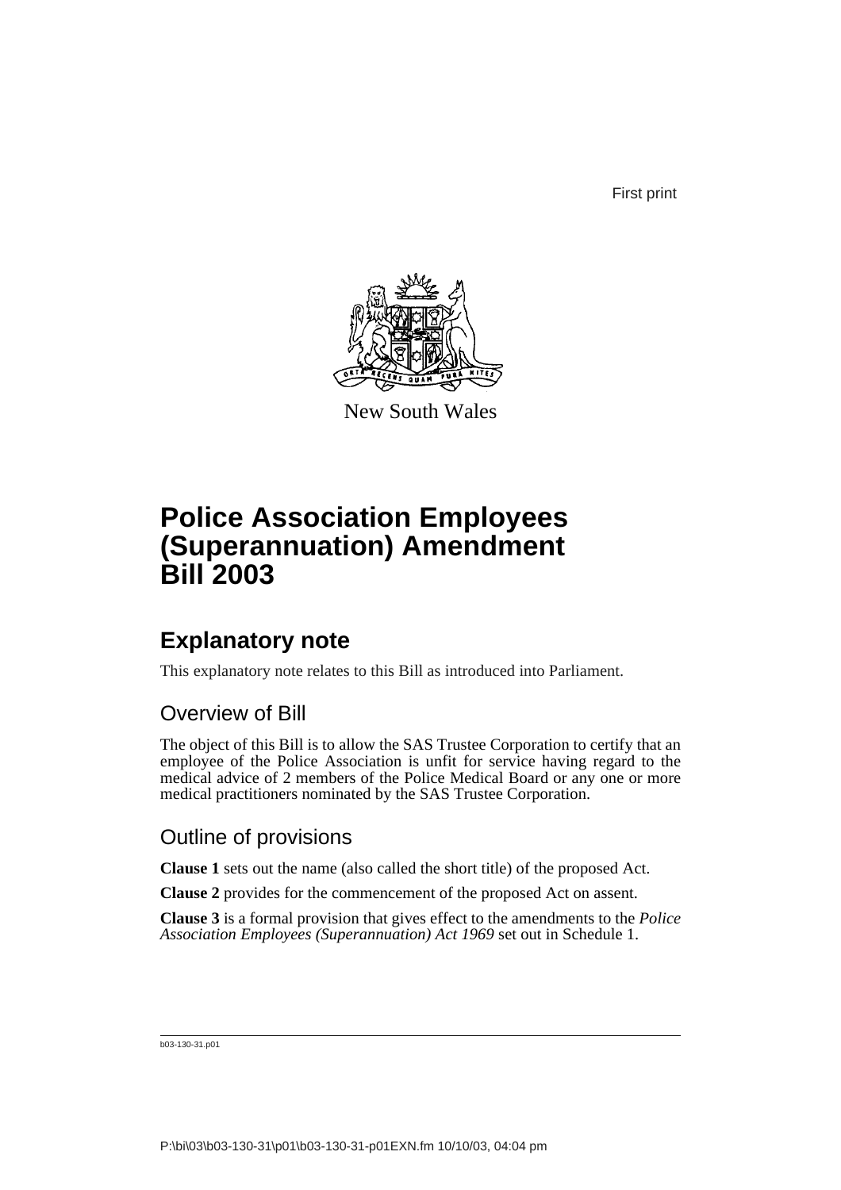First print

New South Wales

# Police Association Employees (Superannuation) Amendment Bill 2003

## Explanatory note

This explanatory note relates to this Bill as introduced into Parliament.

### Overview of Bill

The object of this Bill is to allow the SAS Trustee Corporation to certify that an employee of the Police Association is unfit for service having regard to the medical advice of 2 members of the Police Medical Board or any one or more medical practitioners nominated by the SAS Trustee Corporation.

### Outline of provisions

**Clause 1** sets out the name (also called the short title) of the proposed Act.

**Clause 2** provides for the commencement of the proposed Act on assent.

**Clause 3** is a formal provision that gives effect to the amendments to the *Police Association Employees (Superannuation) Act 1969* set out in Schedule 1.

b03-130-31.p01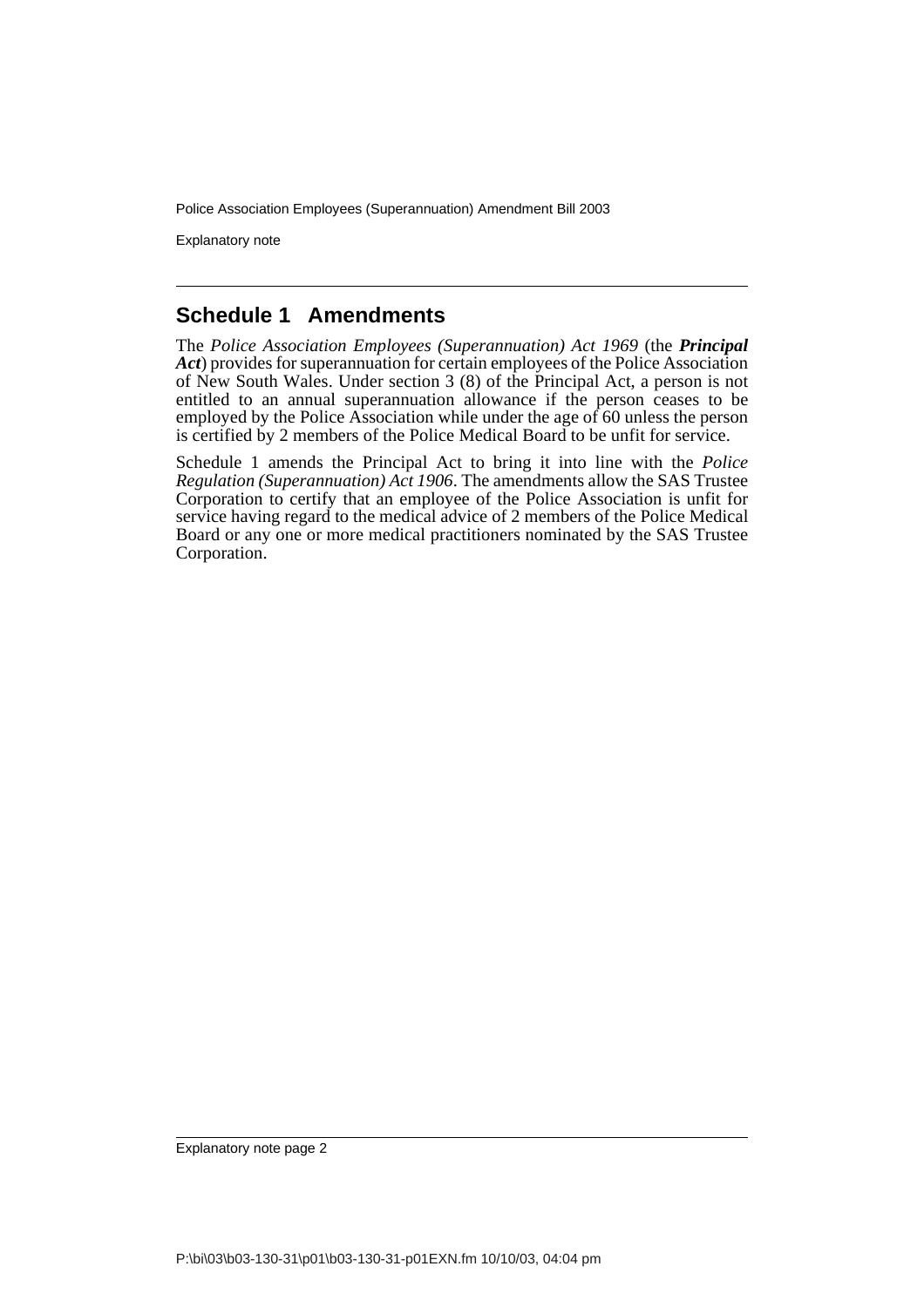## Schedule 1 Amendments

The *Police Association Employees (Superannuation) Act 1969* (the ***Principal Act***) provides for superannuation for certain employees of the Police Association of New South Wales. Under section 3 (8) of the Principal Act, a person is not entitled to an annual superannuation allowance if the person ceases to be employed by the Police Association while under the age of 60 unless the person is certified by 2 members of the Police Medical Board to be unfit for service.

Schedule 1 amends the Principal Act to bring it into line with the *Police Regulation (Superannuation) Act 1906*. The amendments allow the SAS Trustee Corporation to certify that an employee of the Police Association is unfit for service having regard to the medical advice of 2 members of the Police Medical Board or any one or more medical practitioners nominated by the SAS Trustee Corporation.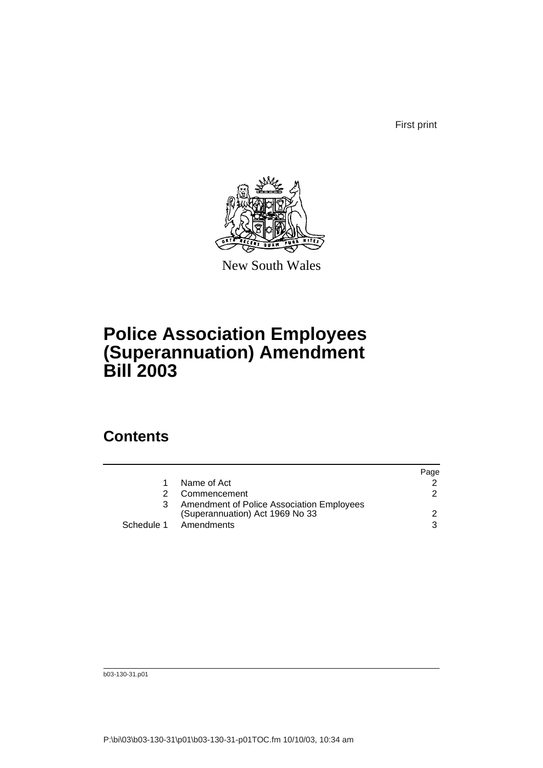First print

New South Wales

# Police Association Employees (Superannuation) Amendment Bill 2003

## Contents

| | | Page |
|---|---|---|
| 1 | Name of Act | 2 |
| 2 | Commencement | 2 |
| 3 | Amendment of Police Association Employees (Superannuation) Act 1969 No 33 | 2 |
| Schedule 1 | Amendments | 3 |

b03-130-31.p01

P:\bi\03\b03-130-31\p01\b03-130-31-p01TOC.fm 10/10/03, 10:34 am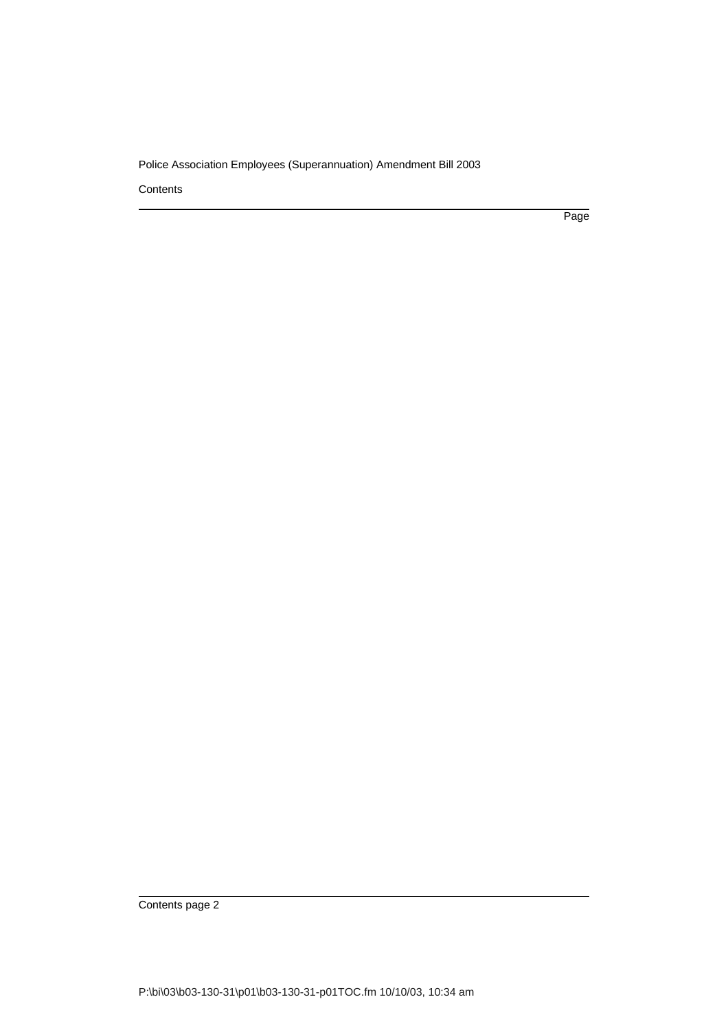Contents

Page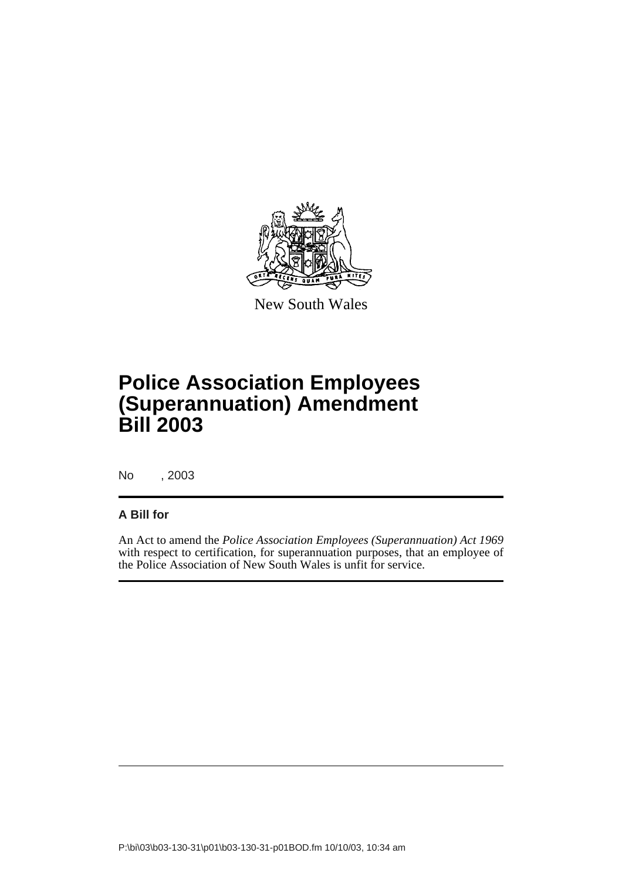New South Wales

# Police Association Employees (Superannuation) Amendment Bill 2003

No , 2003

## A Bill for

An Act to amend the *Police Association Employees (Superannuation) Act 1969* with respect to certification, for superannuation purposes, that an employee of the Police Association of New South Wales is unfit for service.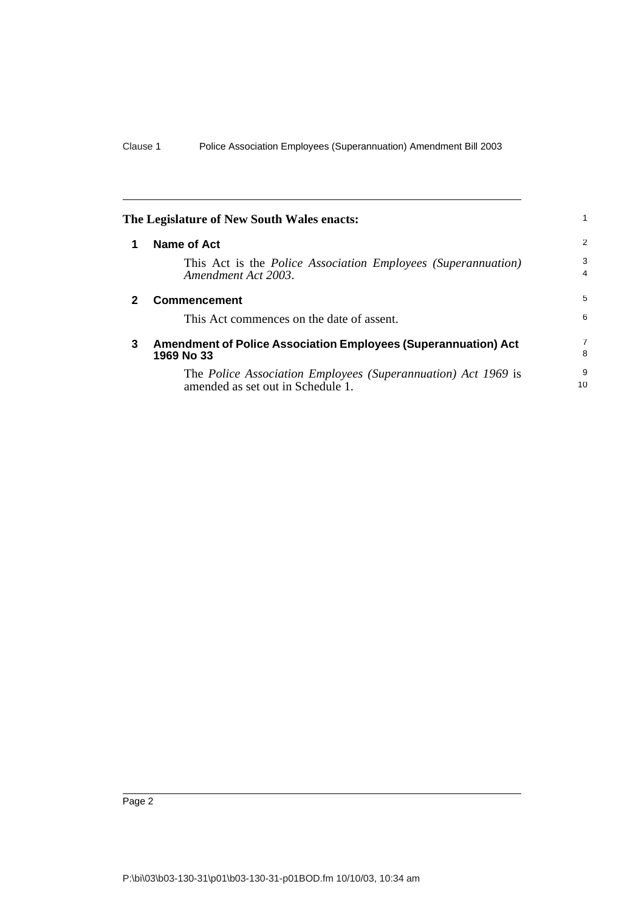The Legislature of New South Wales enacts:

## 1 Name of Act

This Act is the *Police Association Employees (Superannuation) Amendment Act 2003*.

## 2 Commencement

This Act commences on the date of assent.

## 3 Amendment of Police Association Employees (Superannuation) Act 1969 No 33

The *Police Association Employees (Superannuation) Act 1969* is amended as set out in Schedule 1.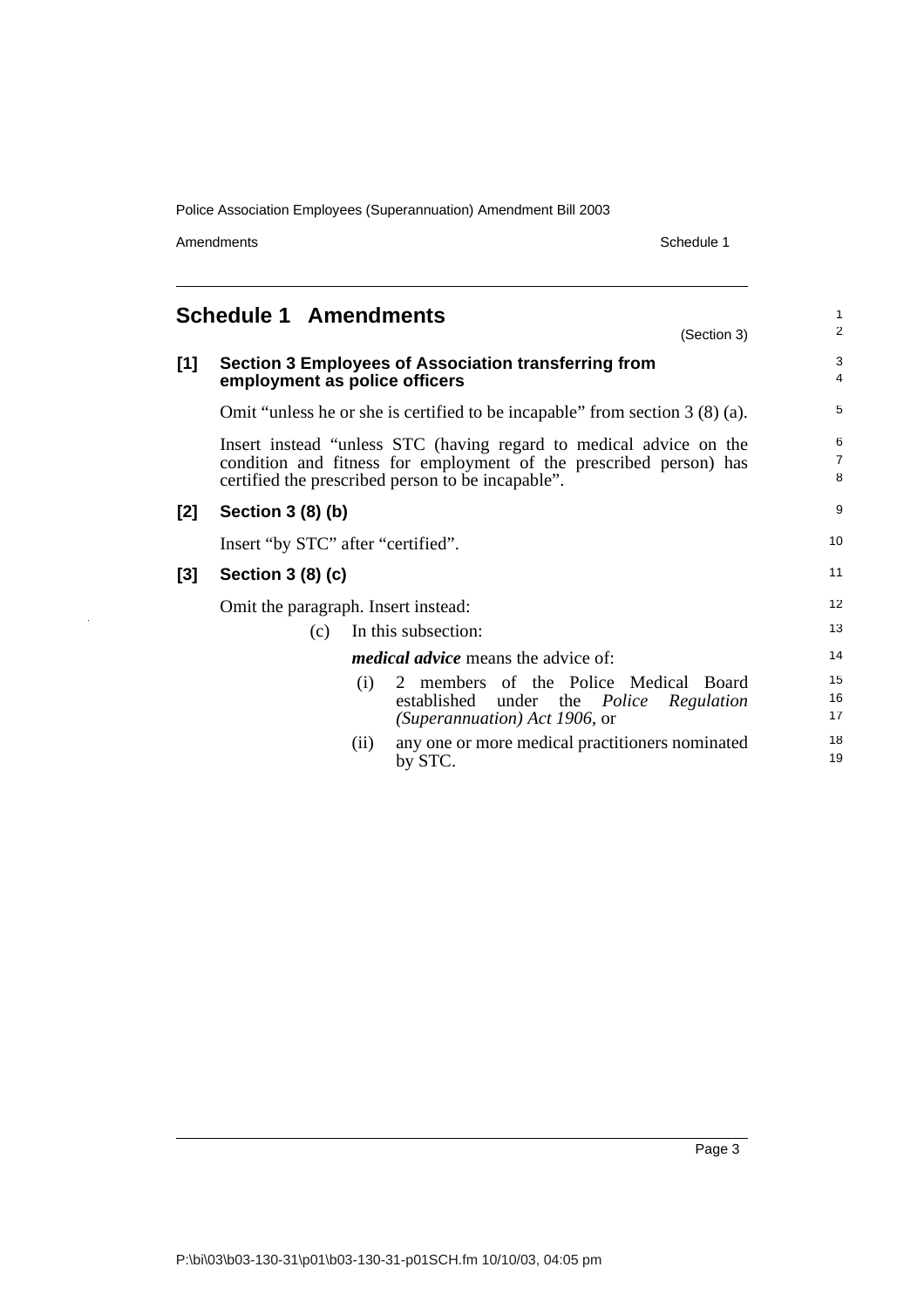## Schedule 1 Amendments

(Section 3)

**[1] Section 3 Employees of Association transferring from employment as police officers**

Omit "unless he or she is certified to be incapable" from section 3 (8) (a).

Insert instead "unless STC (having regard to medical advice on the condition and fitness for employment of the prescribed person) has certified the prescribed person to be incapable".

**[2] Section 3 (8) (b)**

Insert "by STC" after "certified".

**[3] Section 3 (8) (c)**

Omit the paragraph. Insert instead:

(c) In this subsection:

***medical advice*** means the advice of:

(i) 2 members of the Police Medical Board established under the *Police Regulation (Superannuation) Act 1906*, or

(ii) any one or more medical practitioners nominated by STC.